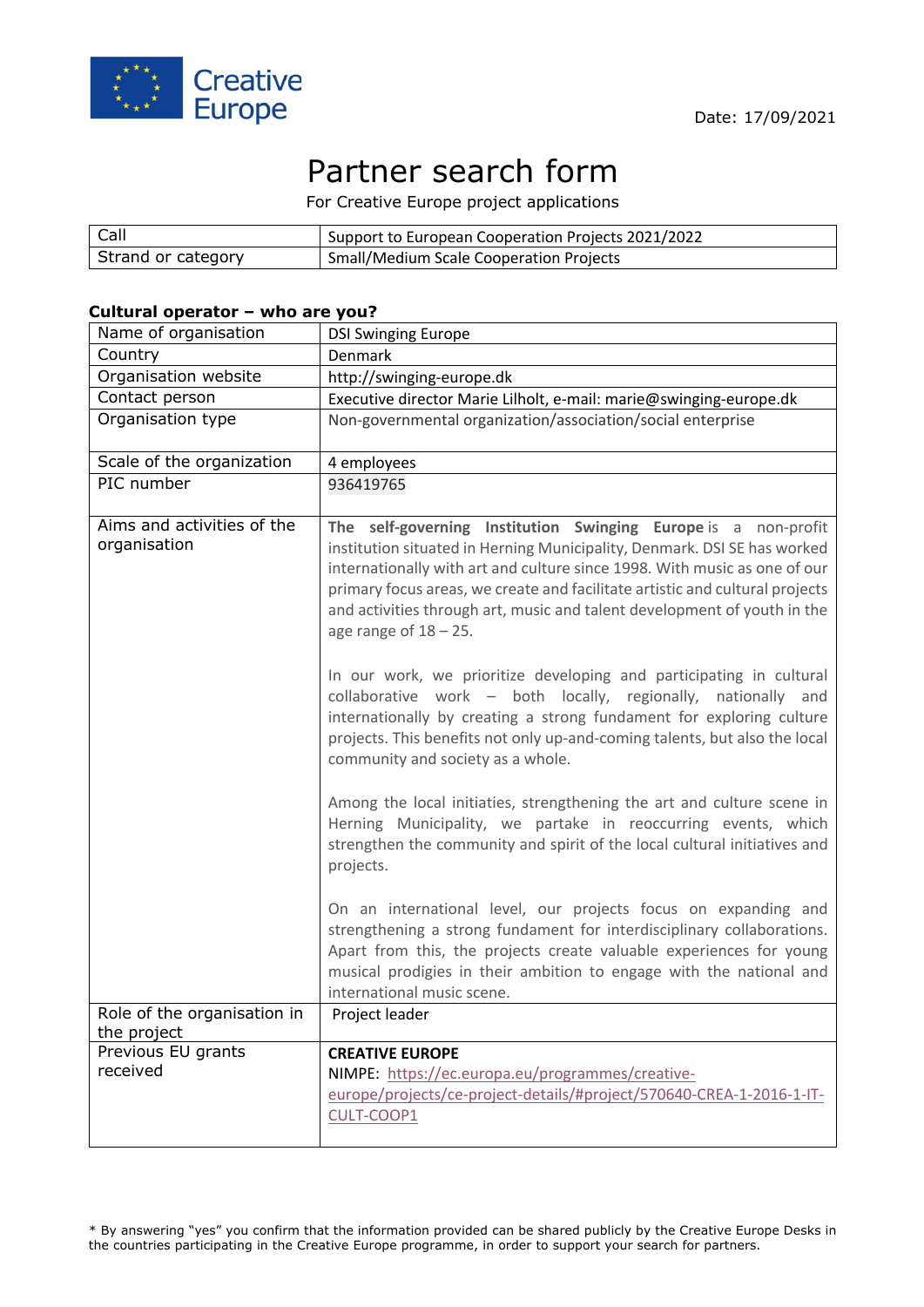Creative Europe

Date: 17/09/2021

# Partner search form

For Creative Europe project applications

| Call | Support to European Cooperation Projects 2021/2022 |
|---|---|
| Strand or category | Small/Medium Scale Cooperation Projects |

**Cultural operator – who are you?**

| Name of organisation | DSI Swinging Europe |
|---|---|
| Country | Denmark |
| Organisation website | http://swinging-europe.dk |
| Contact person | Executive director Marie Lilholt, e-mail: marie@swinging-europe.dk |
| Organisation type | Non-governmental organization/association/social enterprise |
| Scale of the organization | 4 employees |
| PIC number | 936419765 |
| Aims and activities of the organisation | **The self-governing Institution Swinging Europe** is a non-profit institution situated in Herning Municipality, Denmark. DSI SE has worked internationally with art and culture since 1998. With music as one of our primary focus areas, we create and facilitate artistic and cultural projects and activities through art, music and talent development of youth in the age range of 18 – 25.<br><br>In our work, we prioritize developing and participating in cultural collaborative work – both locally, regionally, nationally and internationally by creating a strong fundament for exploring culture projects. This benefits not only up-and-coming talents, but also the local community and society as a whole.<br><br>Among the local initiatives, strengthening the art and culture scene in Herning Municipality, we partake in reoccurring events, which strengthen the community and spirit of the local cultural initiatives and projects.<br><br>On an international level, our projects focus on expanding and strengthening a strong fundament for interdisciplinary collaborations. Apart from this, the projects create valuable experiences for young musical prodigies in their ambition to engage with the national and international music scene. |
| Role of the organisation in the project | Project leader |
| Previous EU grants received | **CREATIVE EUROPE**<br>NIMPE: https://ec.europa.eu/programmes/creative-europe/projects/ce-project-details/#project/570640-CREA-1-2016-1-IT-CULT-COOP1 |

* By answering "yes" you confirm that the information provided can be shared publicly by the Creative Europe Desks in the countries participating in the Creative Europe programme, in order to support your search for partners.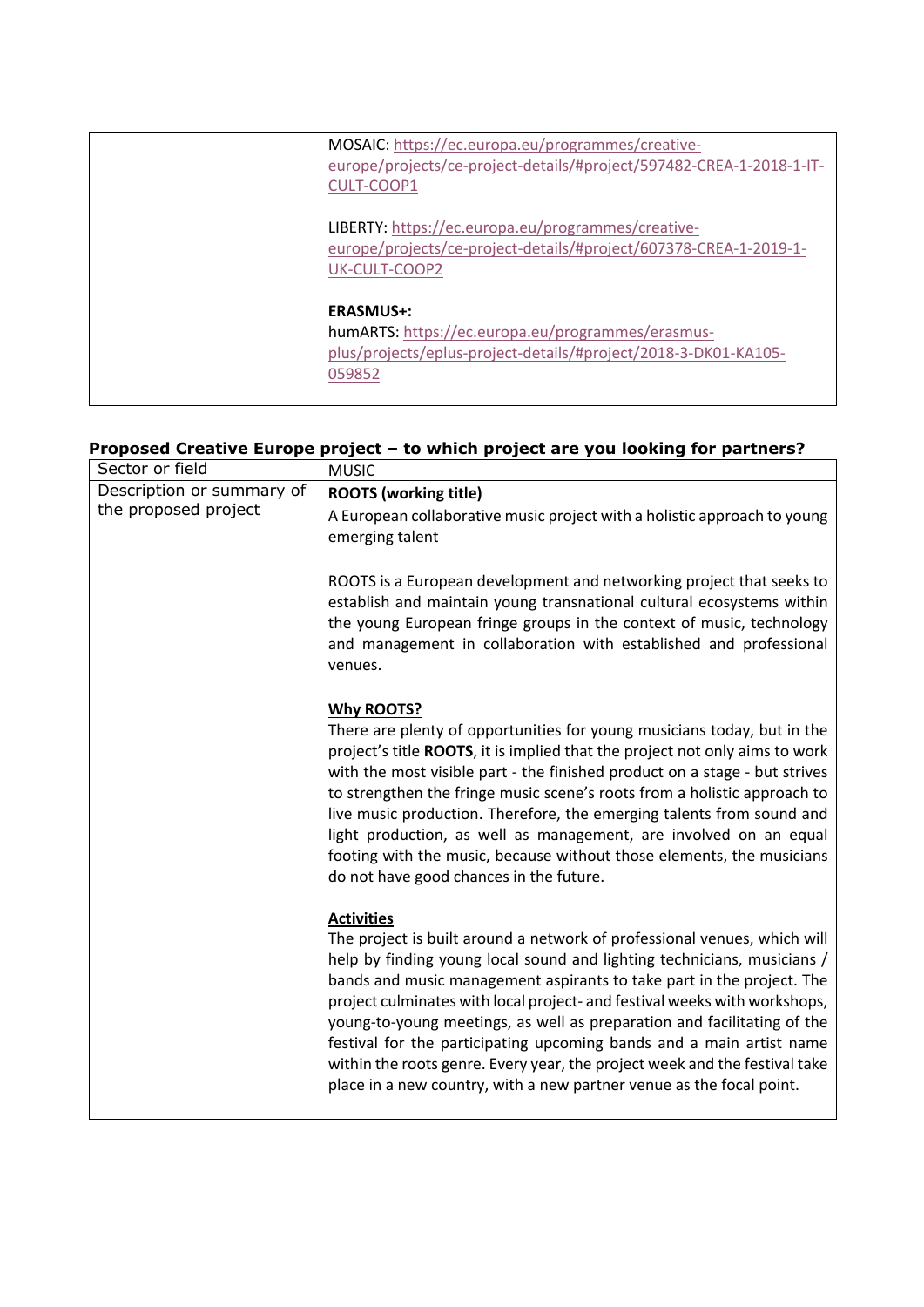| | |
|---|---|
| | MOSAIC: https://ec.europa.eu/programmes/creative-europe/projects/ce-project-details/#project/597482-CREA-1-2018-1-IT-CULT-COOP1<br><br>LIBERTY: https://ec.europa.eu/programmes/creative-europe/projects/ce-project-details/#project/607378-CREA-1-2019-1-UK-CULT-COOP2<br><br>**ERASMUS+:**<br>humARTS: https://ec.europa.eu/programmes/erasmus-plus/projects/eplus-project-details/#project/2018-3-DK01-KA105-059852 |

### Proposed Creative Europe project – to which project are you looking for partners?

| Sector or field | MUSIC |
|---|---|
| Description or summary of the proposed project | **ROOTS (working title)**<br>A European collaborative music project with a holistic approach to young emerging talent<br><br>ROOTS is a European development and networking project that seeks to establish and maintain young transnational cultural ecosystems within the young European fringe groups in the context of music, technology and management in collaboration with established and professional venues.<br><br>**Why ROOTS?**<br>There are plenty of opportunities for young musicians today, but in the project's title **ROOTS**, it is implied that the project not only aims to work with the most visible part - the finished product on a stage - but strives to strengthen the fringe music scene's roots from a holistic approach to live music production. Therefore, the emerging talents from sound and light production, as well as management, are involved on an equal footing with the music, because without those elements, the musicians do not have good chances in the future.<br><br>**Activities**<br>The project is built around a network of professional venues, which will help by finding young local sound and lighting technicians, musicians / bands and music management aspirants to take part in the project. The project culminates with local project- and festival weeks with workshops, young-to-young meetings, as well as preparation and facilitating of the festival for the participating upcoming bands and a main artist name within the roots genre. Every year, the project week and the festival take place in a new country, with a new partner venue as the focal point. |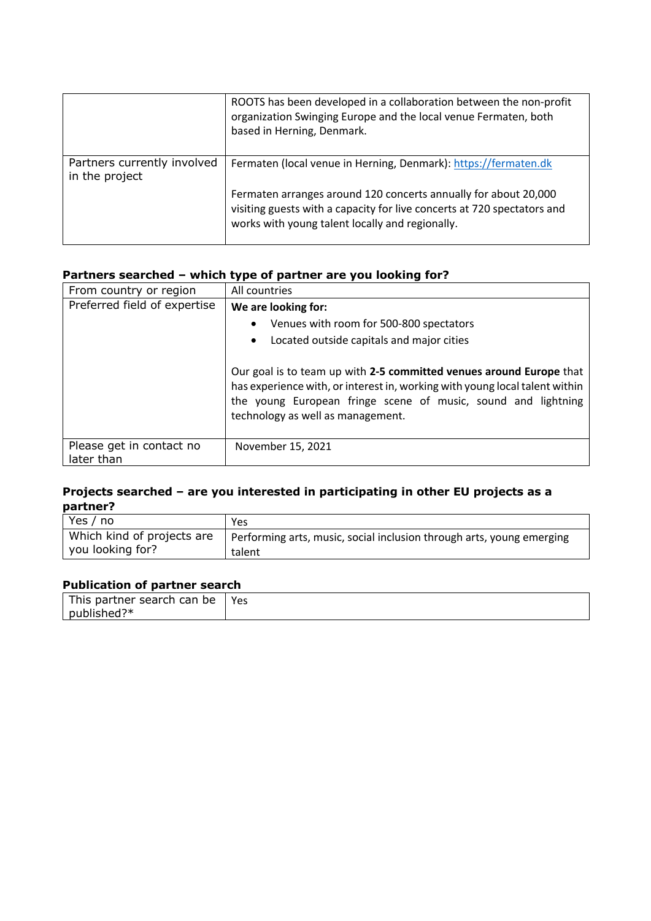| | |
|---|---|
| | ROOTS has been developed in a collaboration between the non-profit organization Swinging Europe and the local venue Fermaten, both based in Herning, Denmark. |
| Partners currently involved in the project | Fermaten (local venue in Herning, Denmark): [https://fermaten.dk](https://fermaten.dk)<br><br>Fermaten arranges around 120 concerts annually for about 20,000 visiting guests with a capacity for live concerts at 720 spectators and works with young talent locally and regionally. |

### Partners searched – which type of partner are you looking for?

| | |
|---|---|
| From country or region | All countries |
| Preferred field of expertise | **We are looking for:**<br>• Venues with room for 500-800 spectators<br>• Located outside capitals and major cities<br><br>Our goal is to team up with **2-5 committed venues around Europe** that has experience with, or interest in, working with young local talent within the young European fringe scene of music, sound and lightning technology as well as management. |
| Please get in contact no later than | November 15, 2021 |

### Projects searched – are you interested in participating in other EU projects as a partner?

| | |
|---|---|
| Yes / no | Yes |
| Which kind of projects are you looking for? | Performing arts, music, social inclusion through arts, young emerging talent |

### Publication of partner search

| | |
|---|---|
| This partner search can be published?* | Yes |